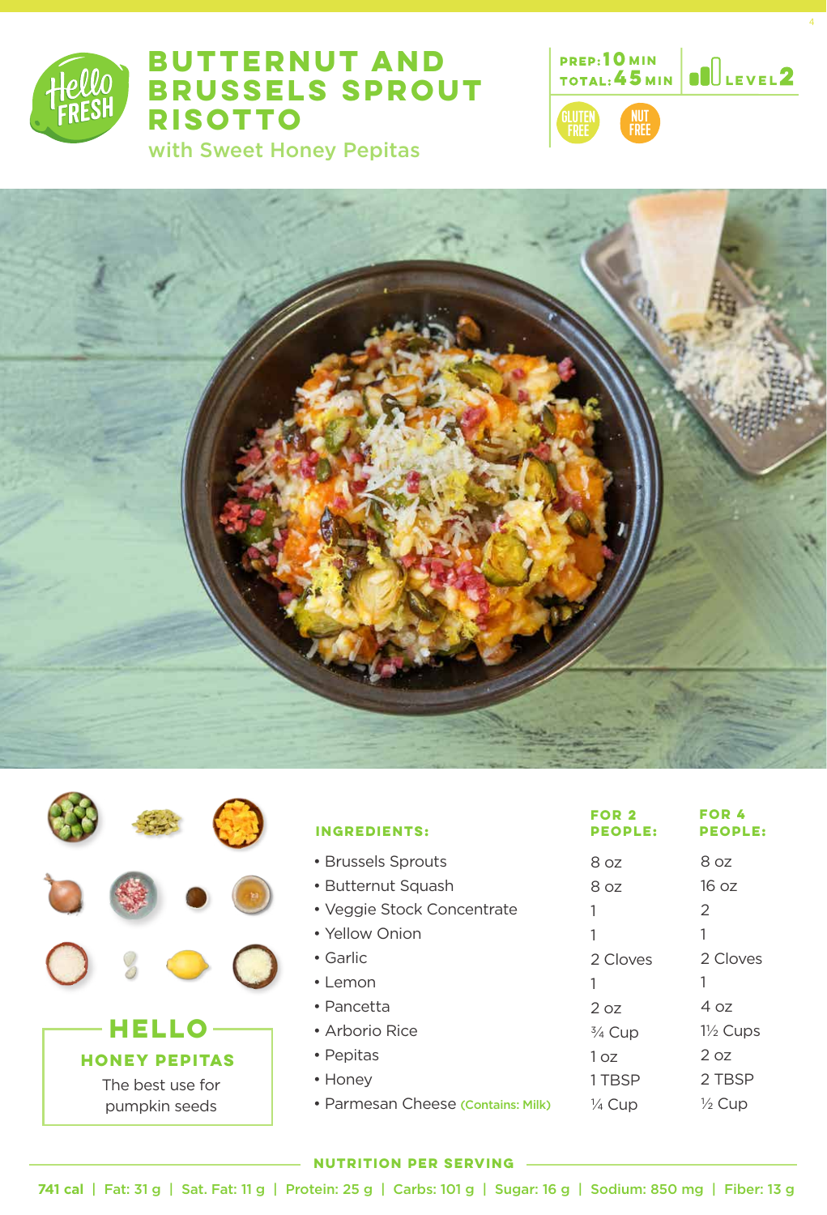# BUTTERNUT AND BRUSSELS SPROUT RISOTTO

## with Sweet Honey Pepitas

PREP: 10 MIN
TOTAL: 45 MIN
LEVEL 2

GLUTEN FREE
NUT FREE

| INGREDIENTS: | FOR 2 PEOPLE: | FOR 4 PEOPLE: |
|---|---|---|
| • Brussels Sprouts | 8 oz | 8 oz |
| • Butternut Squash | 8 oz | 16 oz |
| • Veggie Stock Concentrate | 1 | 2 |
| • Yellow Onion | 1 | 1 |
| • Garlic | 2 Cloves | 2 Cloves |
| • Lemon | 1 | 1 |
| • Pancetta | 2 oz | 4 oz |
| • Arborio Rice | ¾ Cup | 1½ Cups |
| • Pepitas | 1 oz | 2 oz |
| • Honey | 1 TBSP | 2 TBSP |
| • Parmesan Cheese (Contains: Milk) | ¼ Cup | ½ Cup |

## HELLO

**HONEY PEPITAS**

The best use for pumpkin seeds

**NUTRITION PER SERVING**

**741 cal** | Fat: 31 g | Sat. Fat: 11 g | Protein: 25 g | Carbs: 101 g | Sugar: 16 g | Sodium: 850 mg | Fiber: 13 g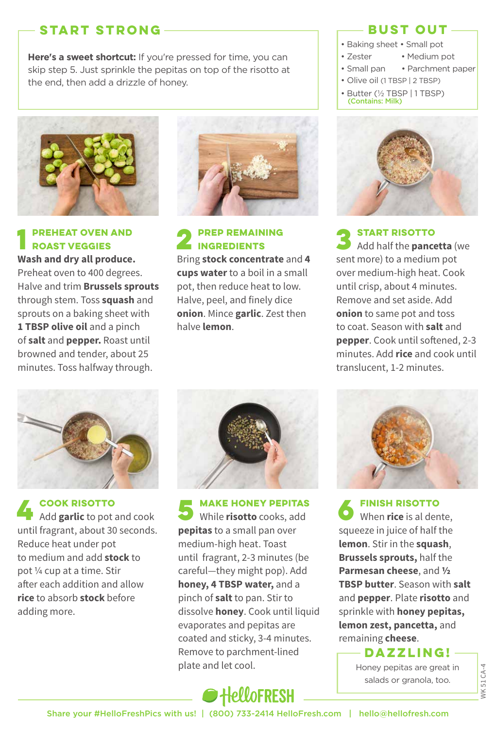## START STRONG

**Here's a sweet shortcut:** If you're pressed for time, you can skip step 5. Just sprinkle the pepitas on top of the risotto at the end, then add a drizzle of honey.

## BUST OUT

- Baking sheet
- Small pot
- Zester
- Medium pot
- Small pan
- Parchment paper
- Olive oil (1 TBSP | 2 TBSP)
- Butter (½ TBSP | 1 TBSP) (Contains: Milk)

### 1 PREHEAT OVEN AND ROAST VEGGIES

**Wash and dry all produce.** Preheat oven to 400 degrees. Halve and trim **Brussels sprouts** through stem. Toss **squash** and sprouts on a baking sheet with **1 TBSP olive oil** and a pinch of **salt** and **pepper.** Roast until browned and tender, about 25 minutes. Toss halfway through.

### 2 PREP REMAINING INGREDIENTS

Bring **stock concentrate** and **4 cups water** to a boil in a small pot, then reduce heat to low. Halve, peel, and finely dice **onion**. Mince **garlic**. Zest then halve **lemon**.

### 3 START RISOTTO

Add half the **pancetta** (we sent more) to a medium pot over medium-high heat. Cook until crisp, about 4 minutes. Remove and set aside. Add **onion** to same pot and toss to coat. Season with **salt** and **pepper**. Cook until softened, 2-3 minutes. Add **rice** and cook until translucent, 1-2 minutes.

### 4 COOK RISOTTO

Add **garlic** to pot and cook until fragrant, about 30 seconds. Reduce heat under pot to medium and add **stock** to pot ¼ cup at a time. Stir after each addition and allow **rice** to absorb **stock** before adding more.

### 5 MAKE HONEY PEPITAS

While **risotto** cooks, add **pepitas** to a small pan over medium-high heat. Toast until fragrant, 2-3 minutes (be careful—they might pop). Add **honey, 4 TBSP water,** and a pinch of **salt** to pan. Stir to dissolve **honey**. Cook until liquid evaporates and pepitas are coated and sticky, 3-4 minutes. Remove to parchment-lined plate and let cool.

### 6 FINISH RISOTTO

When **rice** is al dente, squeeze in juice of half the **lemon**. Stir in the **squash**, **Brussels sprouts,** half the **Parmesan cheese**, and **½ TBSP butter**. Season with **salt** and **pepper**. Plate **risotto** and sprinkle with **honey pepitas, lemon zest, pancetta,** and remaining **cheese**.

## DAZZLING!

Honey pepitas are great in salads or granola, too.

WK 51 CA-4

HelloFRESH

Share your #HelloFreshPics with us! | (800) 733-2414 HelloFresh.com | hello@hellofresh.com